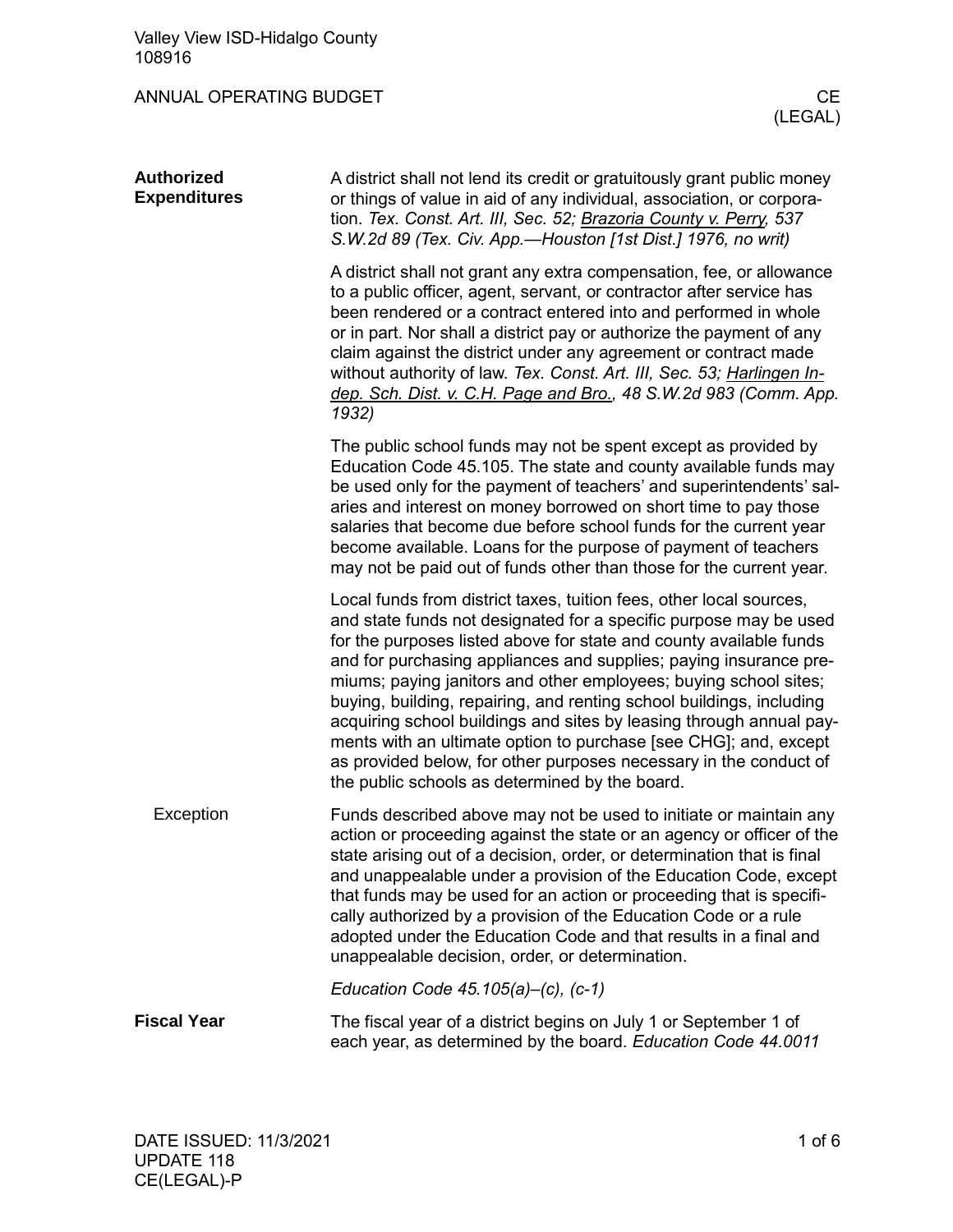Valley View ISD-Hidalgo County
108916

# ANNUAL OPERATING BUDGET

CE (LEGAL)

## Authorized Expenditures

A district shall not lend its credit or gratuitously grant public money or things of value in aid of any individual, association, or corporation. *Tex. Const. Art. III, Sec. 52; Brazoria County v. Perry, 537 S.W.2d 89 (Tex. Civ. App.—Houston [1st Dist.] 1976, no writ)*

A district shall not grant any extra compensation, fee, or allowance to a public officer, agent, servant, or contractor after service has been rendered or a contract entered into and performed in whole or in part. Nor shall a district pay or authorize the payment of any claim against the district under any agreement or contract made without authority of law. *Tex. Const. Art. III, Sec. 53; Harlingen Indep. Sch. Dist. v. C.H. Page and Bro., 48 S.W.2d 983 (Comm. App. 1932)*

The public school funds may not be spent except as provided by Education Code 45.105. The state and county available funds may be used only for the payment of teachers' and superintendents' salaries and interest on money borrowed on short time to pay those salaries that become due before school funds for the current year become available. Loans for the purpose of payment of teachers may not be paid out of funds other than those for the current year.

Local funds from district taxes, tuition fees, other local sources, and state funds not designated for a specific purpose may be used for the purposes listed above for state and county available funds and for purchasing appliances and supplies; paying insurance premiums; paying janitors and other employees; buying school sites; buying, building, repairing, and renting school buildings, including acquiring school buildings and sites by leasing through annual payments with an ultimate option to purchase [see CHG]; and, except as provided below, for other purposes necessary in the conduct of the public schools as determined by the board.

### Exception

Funds described above may not be used to initiate or maintain any action or proceeding against the state or an agency or officer of the state arising out of a decision, order, or determination that is final and unappealable under a provision of the Education Code, except that funds may be used for an action or proceeding that is specifically authorized by a provision of the Education Code or a rule adopted under the Education Code and that results in a final and unappealable decision, order, or determination.

*Education Code 45.105(a)–(c), (c-1)*

## Fiscal Year

The fiscal year of a district begins on July 1 or September 1 of each year, as determined by the board. *Education Code 44.0011*

DATE ISSUED: 11/3/2021
UPDATE 118
CE(LEGAL)-P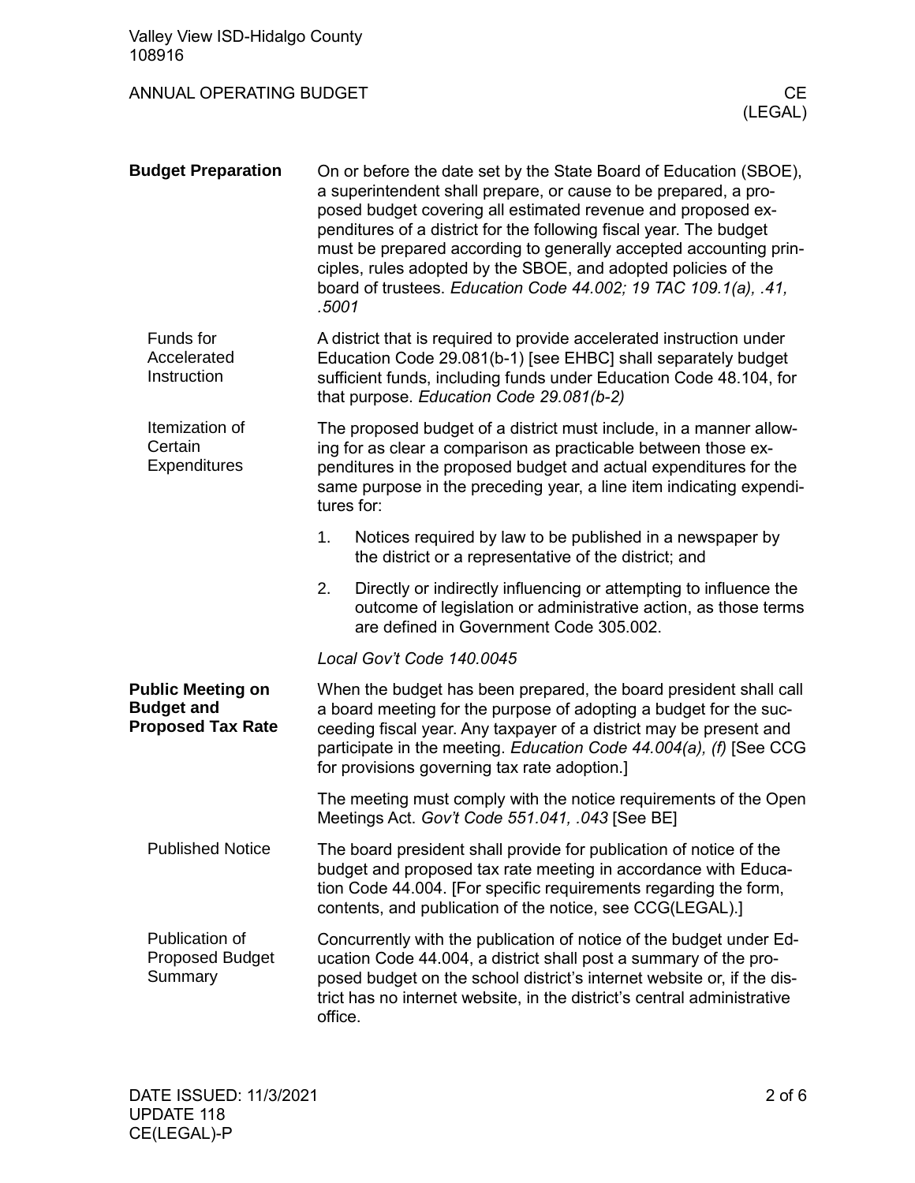## Budget Preparation

On or before the date set by the State Board of Education (SBOE), a superintendent shall prepare, or cause to be prepared, a proposed budget covering all estimated revenue and proposed expenditures of a district for the following fiscal year. The budget must be prepared according to generally accepted accounting principles, rules adopted by the SBOE, and adopted policies of the board of trustees. *Education Code 44.002; 19 TAC 109.1(a), .41, .5001*

### Funds for Accelerated Instruction

A district that is required to provide accelerated instruction under Education Code 29.081(b-1) [see EHBC] shall separately budget sufficient funds, including funds under Education Code 48.104, for that purpose. *Education Code 29.081(b-2)*

### Itemization of Certain Expenditures

The proposed budget of a district must include, in a manner allowing for as clear a comparison as practicable between those expenditures in the proposed budget and actual expenditures for the same purpose in the preceding year, a line item indicating expenditures for:

1. Notices required by law to be published in a newspaper by the district or a representative of the district; and
2. Directly or indirectly influencing or attempting to influence the outcome of legislation or administrative action, as those terms are defined in Government Code 305.002.

*Local Gov't Code 140.0045*

## Public Meeting on Budget and Proposed Tax Rate

When the budget has been prepared, the board president shall call a board meeting for the purpose of adopting a budget for the succeeding fiscal year. Any taxpayer of a district may be present and participate in the meeting. *Education Code 44.004(a), (f)* [See CCG for provisions governing tax rate adoption.]

The meeting must comply with the notice requirements of the Open Meetings Act. *Gov't Code 551.041, .043* [See BE]

### Published Notice

The board president shall provide for publication of notice of the budget and proposed tax rate meeting in accordance with Education Code 44.004. [For specific requirements regarding the form, contents, and publication of the notice, see CCG(LEGAL).]

### Publication of Proposed Budget Summary

Concurrently with the publication of notice of the budget under Education Code 44.004, a district shall post a summary of the proposed budget on the school district's internet website or, if the district has no internet website, in the district's central administrative office.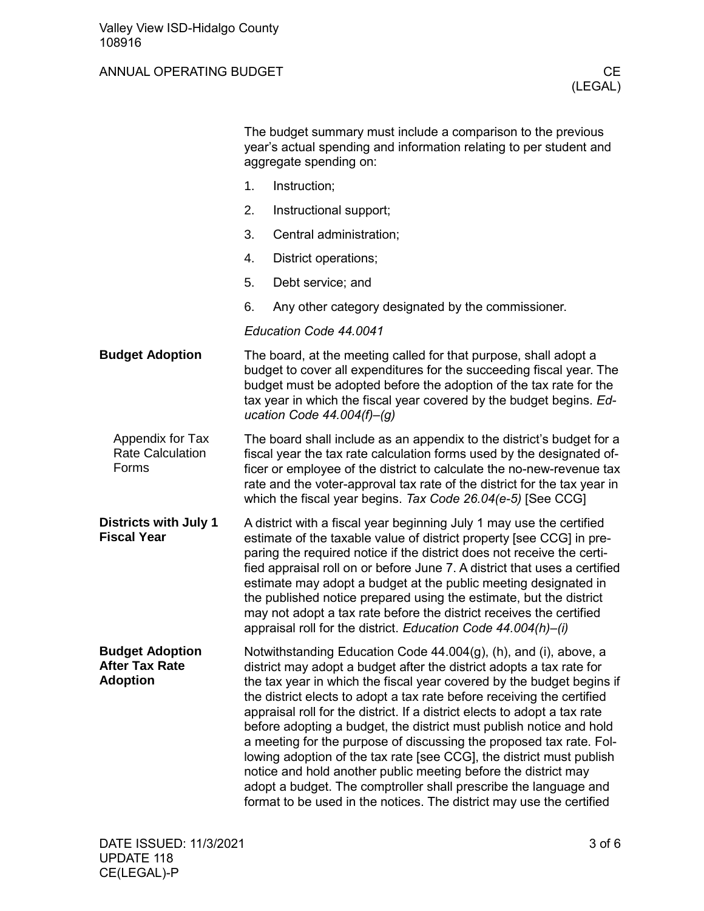The budget summary must include a comparison to the previous year's actual spending and information relating to per student and aggregate spending on:

1. Instruction;
2. Instructional support;
3. Central administration;
4. District operations;
5. Debt service; and
6. Any other category designated by the commissioner.

*Education Code 44.0041*

## Budget Adoption

The board, at the meeting called for that purpose, shall adopt a budget to cover all expenditures for the succeeding fiscal year. The budget must be adopted before the adoption of the tax rate for the tax year in which the fiscal year covered by the budget begins. *Education Code 44.004(f)–(g)*

### Appendix for Tax Rate Calculation Forms

The board shall include as an appendix to the district's budget for a fiscal year the tax rate calculation forms used by the designated officer or employee of the district to calculate the no-new-revenue tax rate and the voter-approval tax rate of the district for the tax year in which the fiscal year begins. *Tax Code 26.04(e-5)* [See CCG]

## Districts with July 1 Fiscal Year

A district with a fiscal year beginning July 1 may use the certified estimate of the taxable value of district property [see CCG] in preparing the required notice if the district does not receive the certified appraisal roll on or before June 7. A district that uses a certified estimate may adopt a budget at the public meeting designated in the published notice prepared using the estimate, but the district may not adopt a tax rate before the district receives the certified appraisal roll for the district. *Education Code 44.004(h)–(i)*

## Budget Adoption After Tax Rate Adoption

Notwithstanding Education Code 44.004(g), (h), and (i), above, a district may adopt a budget after the district adopts a tax rate for the tax year in which the fiscal year covered by the budget begins if the district elects to adopt a tax rate before receiving the certified appraisal roll for the district. If a district elects to adopt a tax rate before adopting a budget, the district must publish notice and hold a meeting for the purpose of discussing the proposed tax rate. Following adoption of the tax rate [see CCG], the district must publish notice and hold another public meeting before the district may adopt a budget. The comptroller shall prescribe the language and format to be used in the notices. The district may use the certified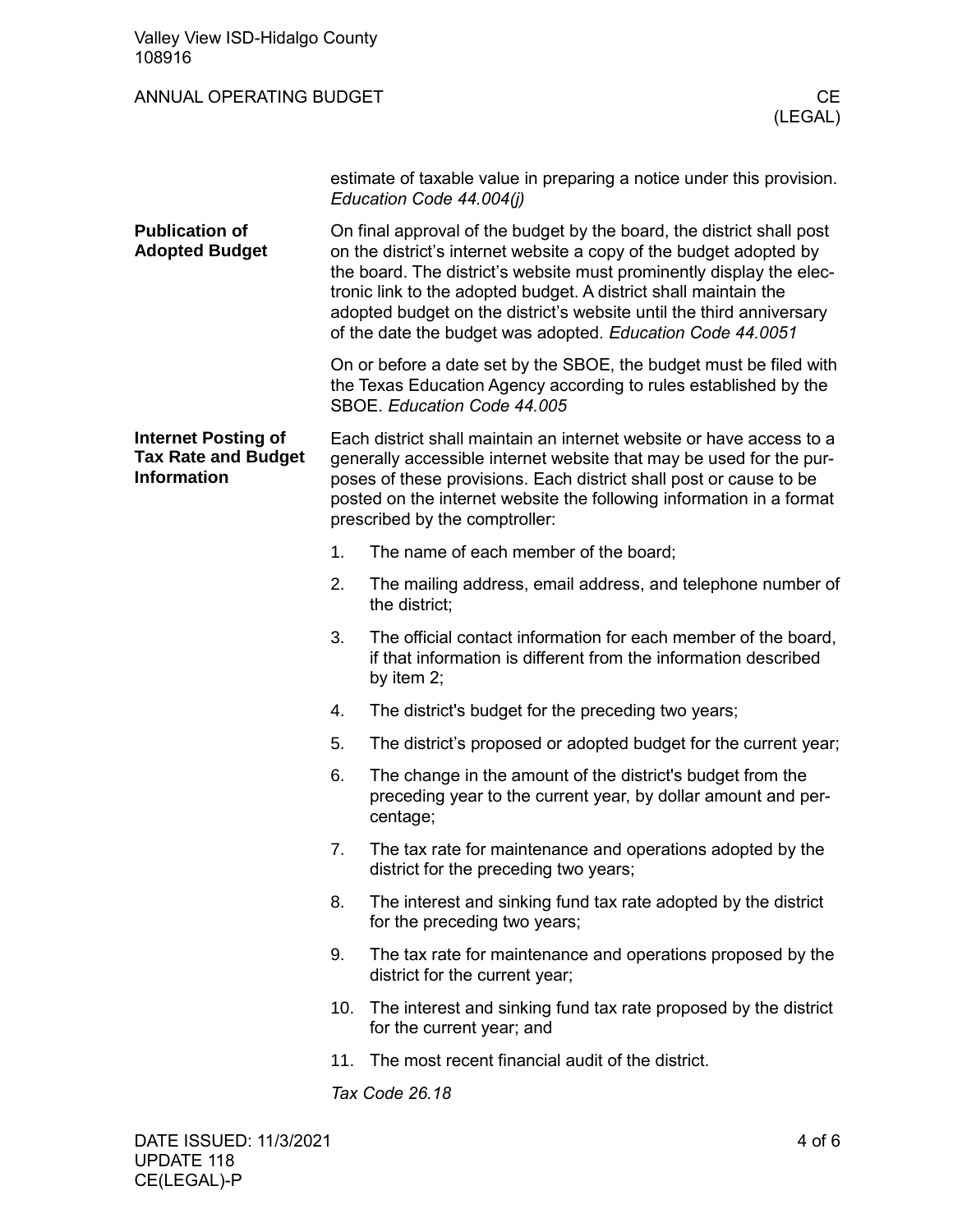estimate of taxable value in preparing a notice under this provision. *Education Code 44.004(j)*

**Publication of Adopted Budget**

On final approval of the budget by the board, the district shall post on the district's internet website a copy of the budget adopted by the board. The district's website must prominently display the electronic link to the adopted budget. A district shall maintain the adopted budget on the district's website until the third anniversary of the date the budget was adopted. *Education Code 44.0051*

On or before a date set by the SBOE, the budget must be filed with the Texas Education Agency according to rules established by the SBOE. *Education Code 44.005*

**Internet Posting of Tax Rate and Budget Information**

Each district shall maintain an internet website or have access to a generally accessible internet website that may be used for the purposes of these provisions. Each district shall post or cause to be posted on the internet website the following information in a format prescribed by the comptroller:

1. The name of each member of the board;
2. The mailing address, email address, and telephone number of the district;
3. The official contact information for each member of the board, if that information is different from the information described by item 2;
4. The district's budget for the preceding two years;
5. The district's proposed or adopted budget for the current year;
6. The change in the amount of the district's budget from the preceding year to the current year, by dollar amount and percentage;
7. The tax rate for maintenance and operations adopted by the district for the preceding two years;
8. The interest and sinking fund tax rate adopted by the district for the preceding two years;
9. The tax rate for maintenance and operations proposed by the district for the current year;
10. The interest and sinking fund tax rate proposed by the district for the current year; and
11. The most recent financial audit of the district.

*Tax Code 26.18*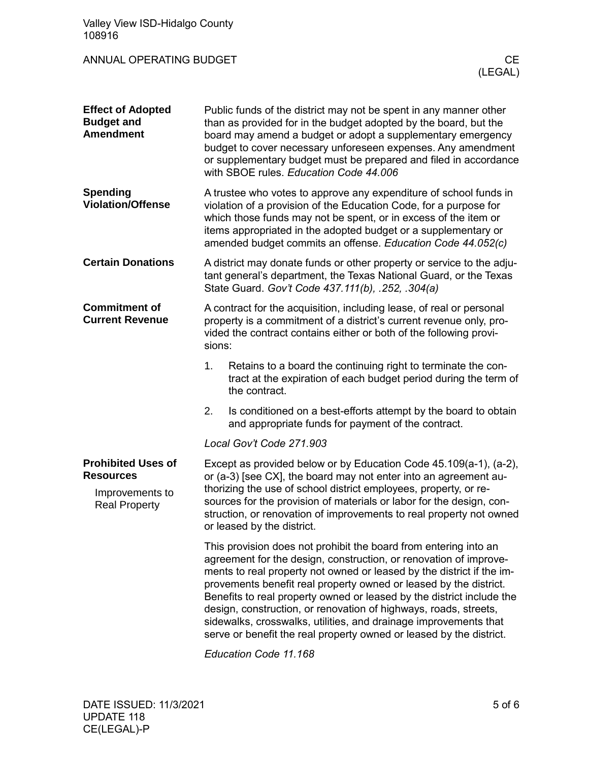## Effect of Adopted Budget and Amendment

Public funds of the district may not be spent in any manner other than as provided for in the budget adopted by the board, but the board may amend a budget or adopt a supplementary emergency budget to cover necessary unforeseen expenses. Any amendment or supplementary budget must be prepared and filed in accordance with SBOE rules. *Education Code 44.006*

## Spending Violation/Offense

A trustee who votes to approve any expenditure of school funds in violation of a provision of the Education Code, for a purpose for which those funds may not be spent, or in excess of the item or items appropriated in the adopted budget or a supplementary or amended budget commits an offense. *Education Code 44.052(c)*

## Certain Donations

A district may donate funds or other property or service to the adjutant general's department, the Texas National Guard, or the Texas State Guard. *Gov't Code 437.111(b), .252, .304(a)*

## Commitment of Current Revenue

A contract for the acquisition, including lease, of real or personal property is a commitment of a district's current revenue only, provided the contract contains either or both of the following provisions:

1. Retains to a board the continuing right to terminate the contract at the expiration of each budget period during the term of the contract.
2. Is conditioned on a best-efforts attempt by the board to obtain and appropriate funds for payment of the contract.

*Local Gov't Code 271.903*

## Prohibited Uses of Resources

### Improvements to Real Property

Except as provided below or by Education Code 45.109(a-1), (a-2), or (a-3) [see CX], the board may not enter into an agreement authorizing the use of school district employees, property, or resources for the provision of materials or labor for the design, construction, or renovation of improvements to real property not owned or leased by the district.

This provision does not prohibit the board from entering into an agreement for the design, construction, or renovation of improvements to real property not owned or leased by the district if the improvements benefit real property owned or leased by the district. Benefits to real property owned or leased by the district include the design, construction, or renovation of highways, roads, streets, sidewalks, crosswalks, utilities, and drainage improvements that serve or benefit the real property owned or leased by the district.

*Education Code 11.168*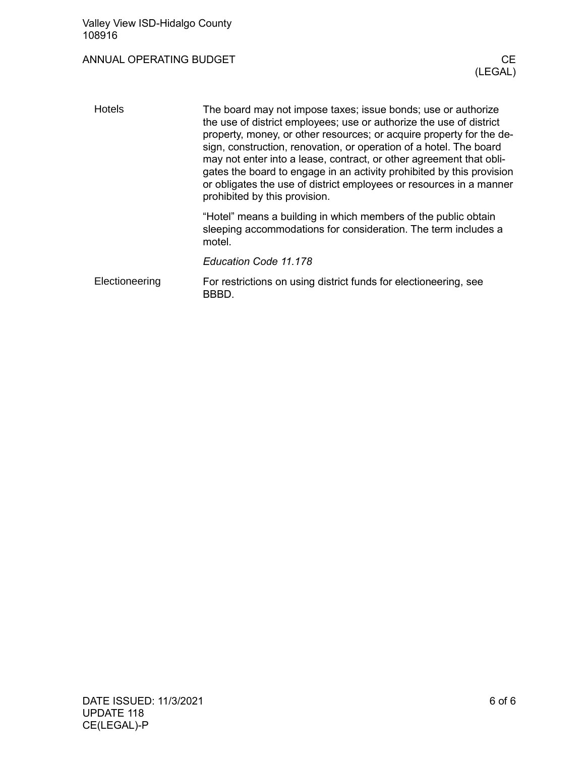## Hotels

The board may not impose taxes; issue bonds; use or authorize the use of district employees; use or authorize the use of district property, money, or other resources; or acquire property for the design, construction, renovation, or operation of a hotel. The board may not enter into a lease, contract, or other agreement that obligates the board to engage in an activity prohibited by this provision or obligates the use of district employees or resources in a manner prohibited by this provision.

"Hotel" means a building in which members of the public obtain sleeping accommodations for consideration. The term includes a motel.

*Education Code 11.178*

## Electioneering

For restrictions on using district funds for electioneering, see BBBD.